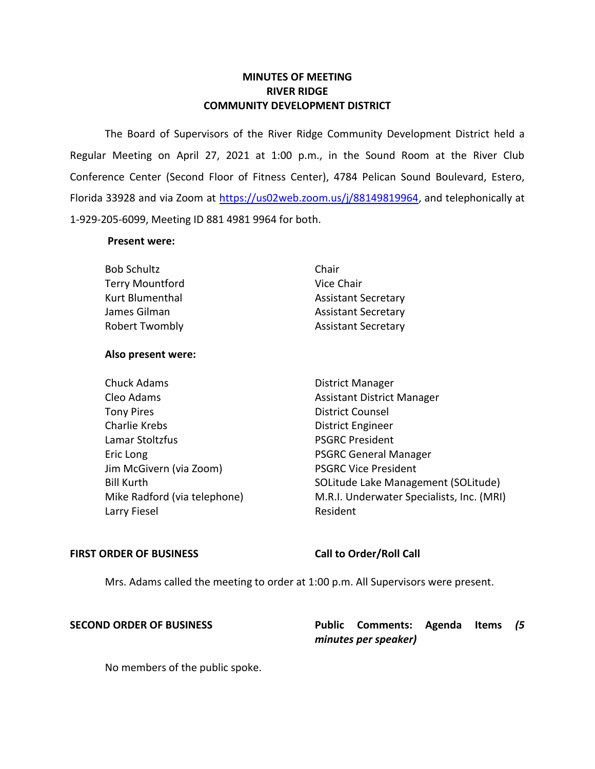# MINUTES OF MEETING
# RIVER RIDGE
# COMMUNITY DEVELOPMENT DISTRICT

The Board of Supervisors of the River Ridge Community Development District held a Regular Meeting on April 27, 2021 at 1:00 p.m., in the Sound Room at the River Club Conference Center (Second Floor of Fitness Center), 4784 Pelican Sound Boulevard, Estero, Florida 33928 and via Zoom at https://us02web.zoom.us/j/88149819964, and telephonically at 1-929-205-6099, Meeting ID 881 4981 9964 for both.

**Present were:**

| | |
|---|---|
| Bob Schultz | Chair |
| Terry Mountford | Vice Chair |
| Kurt Blumenthal | Assistant Secretary |
| James Gilman | Assistant Secretary |
| Robert Twombly | Assistant Secretary |

**Also present were:**

| | |
|---|---|
| Chuck Adams | District Manager |
| Cleo Adams | Assistant District Manager |
| Tony Pires | District Counsel |
| Charlie Krebs | District Engineer |
| Lamar Stoltzfus | PSGRC President |
| Eric Long | PSGRC General Manager |
| Jim McGivern (via Zoom) | PSGRC Vice President |
| Bill Kurth | SOLitude Lake Management (SOLitude) |
| Mike Radford (via telephone) | M.R.I. Underwater Specialists, Inc. (MRI) |
| Larry Fiesel | Resident |

**FIRST ORDER OF BUSINESS** **Call to Order/Roll Call**

Mrs. Adams called the meeting to order at 1:00 p.m. All Supervisors were present.

**SECOND ORDER OF BUSINESS** **Public Comments: Agenda Items *(5 minutes per speaker)***

No members of the public spoke.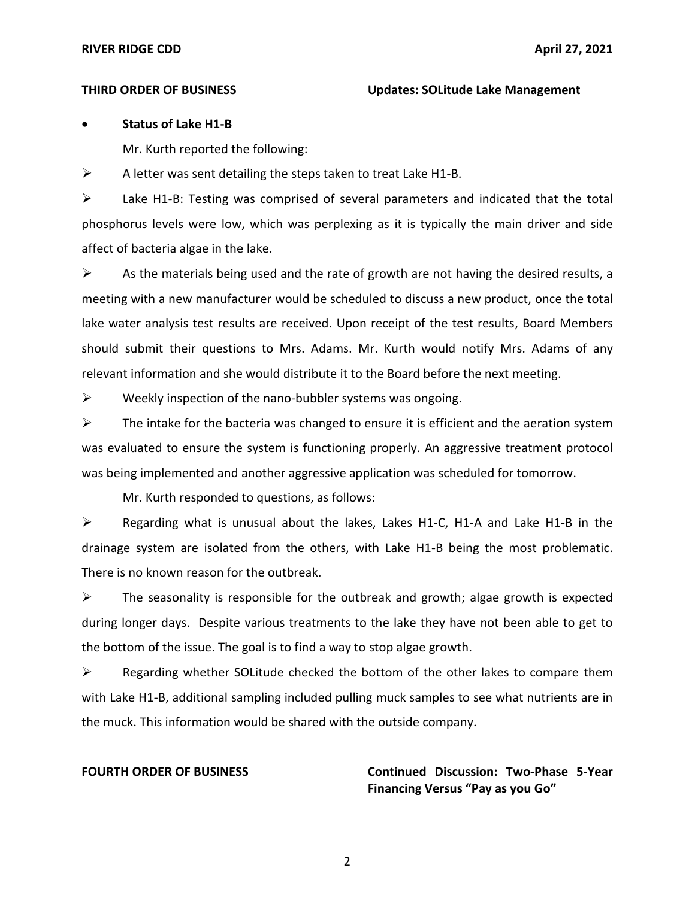**THIRD ORDER OF BUSINESS** **Updates: SOLitude Lake Management**

- **Status of Lake H1-B**

Mr. Kurth reported the following:

➢ A letter was sent detailing the steps taken to treat Lake H1-B.

➢ Lake H1-B: Testing was comprised of several parameters and indicated that the total phosphorus levels were low, which was perplexing as it is typically the main driver and side affect of bacteria algae in the lake.

➢ As the materials being used and the rate of growth are not having the desired results, a meeting with a new manufacturer would be scheduled to discuss a new product, once the total lake water analysis test results are received. Upon receipt of the test results, Board Members should submit their questions to Mrs. Adams. Mr. Kurth would notify Mrs. Adams of any relevant information and she would distribute it to the Board before the next meeting.

➢ Weekly inspection of the nano-bubbler systems was ongoing.

➢ The intake for the bacteria was changed to ensure it is efficient and the aeration system was evaluated to ensure the system is functioning properly. An aggressive treatment protocol was being implemented and another aggressive application was scheduled for tomorrow.

Mr. Kurth responded to questions, as follows:

➢ Regarding what is unusual about the lakes, Lakes H1-C, H1-A and Lake H1-B in the drainage system are isolated from the others, with Lake H1-B being the most problematic. There is no known reason for the outbreak.

➢ The seasonality is responsible for the outbreak and growth; algae growth is expected during longer days. Despite various treatments to the lake they have not been able to get to the bottom of the issue. The goal is to find a way to stop algae growth.

➢ Regarding whether SOLitude checked the bottom of the other lakes to compare them with Lake H1-B, additional sampling included pulling muck samples to see what nutrients are in the muck. This information would be shared with the outside company.

**FOURTH ORDER OF BUSINESS** **Continued Discussion: Two-Phase 5-Year Financing Versus "Pay as you Go"**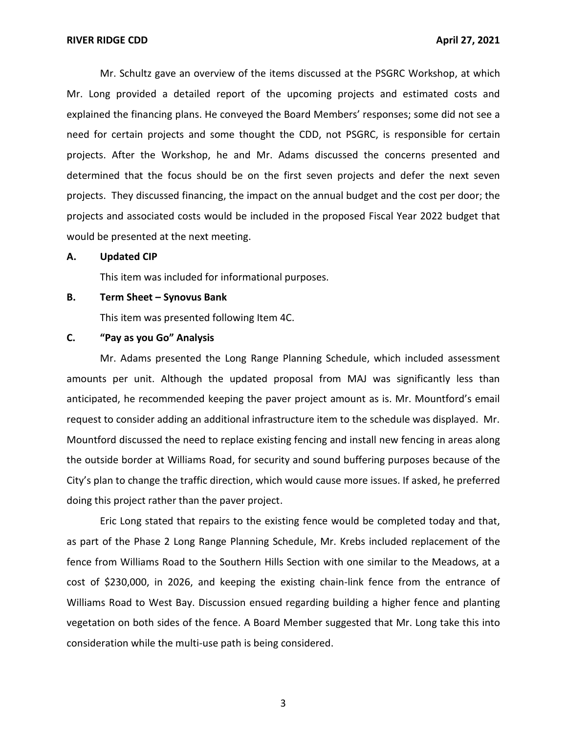Mr. Schultz gave an overview of the items discussed at the PSGRC Workshop, at which Mr. Long provided a detailed report of the upcoming projects and estimated costs and explained the financing plans. He conveyed the Board Members' responses; some did not see a need for certain projects and some thought the CDD, not PSGRC, is responsible for certain projects. After the Workshop, he and Mr. Adams discussed the concerns presented and determined that the focus should be on the first seven projects and defer the next seven projects. They discussed financing, the impact on the annual budget and the cost per door; the projects and associated costs would be included in the proposed Fiscal Year 2022 budget that would be presented at the next meeting.

**A. Updated CIP**

This item was included for informational purposes.

**B. Term Sheet – Synovus Bank**

This item was presented following Item 4C.

**C. "Pay as you Go" Analysis**

Mr. Adams presented the Long Range Planning Schedule, which included assessment amounts per unit. Although the updated proposal from MAJ was significantly less than anticipated, he recommended keeping the paver project amount as is. Mr. Mountford's email request to consider adding an additional infrastructure item to the schedule was displayed. Mr. Mountford discussed the need to replace existing fencing and install new fencing in areas along the outside border at Williams Road, for security and sound buffering purposes because of the City's plan to change the traffic direction, which would cause more issues. If asked, he preferred doing this project rather than the paver project.

Eric Long stated that repairs to the existing fence would be completed today and that, as part of the Phase 2 Long Range Planning Schedule, Mr. Krebs included replacement of the fence from Williams Road to the Southern Hills Section with one similar to the Meadows, at a cost of $230,000, in 2026, and keeping the existing chain-link fence from the entrance of Williams Road to West Bay. Discussion ensued regarding building a higher fence and planting vegetation on both sides of the fence. A Board Member suggested that Mr. Long take this into consideration while the multi-use path is being considered.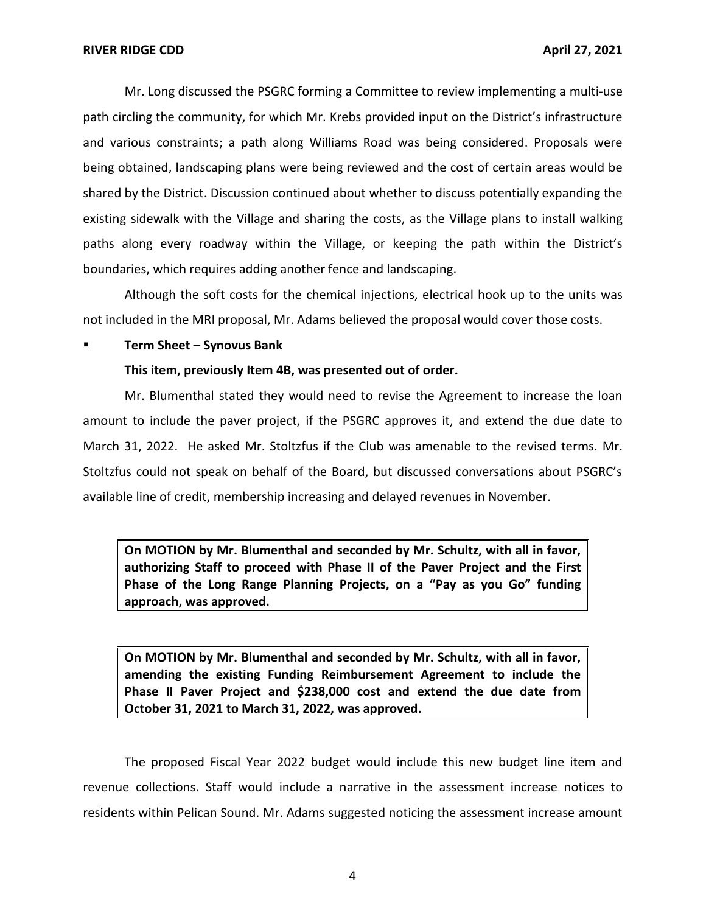Mr. Long discussed the PSGRC forming a Committee to review implementing a multi-use path circling the community, for which Mr. Krebs provided input on the District's infrastructure and various constraints; a path along Williams Road was being considered. Proposals were being obtained, landscaping plans were being reviewed and the cost of certain areas would be shared by the District. Discussion continued about whether to discuss potentially expanding the existing sidewalk with the Village and sharing the costs, as the Village plans to install walking paths along every roadway within the Village, or keeping the path within the District's boundaries, which requires adding another fence and landscaping.

Although the soft costs for the chemical injections, electrical hook up to the units was not included in the MRI proposal, Mr. Adams believed the proposal would cover those costs.

- **Term Sheet – Synovus Bank**

  **This item, previously Item 4B, was presented out of order.**

Mr. Blumenthal stated they would need to revise the Agreement to increase the loan amount to include the paver project, if the PSGRC approves it, and extend the due date to March 31, 2022. He asked Mr. Stoltzfus if the Club was amenable to the revised terms. Mr. Stoltzfus could not speak on behalf of the Board, but discussed conversations about PSGRC's available line of credit, membership increasing and delayed revenues in November.

> **On MOTION by Mr. Blumenthal and seconded by Mr. Schultz, with all in favor, authorizing Staff to proceed with Phase II of the Paver Project and the First Phase of the Long Range Planning Projects, on a "Pay as you Go" funding approach, was approved.**

> **On MOTION by Mr. Blumenthal and seconded by Mr. Schultz, with all in favor, amending the existing Funding Reimbursement Agreement to include the Phase II Paver Project and $238,000 cost and extend the due date from October 31, 2021 to March 31, 2022, was approved.**

The proposed Fiscal Year 2022 budget would include this new budget line item and revenue collections. Staff would include a narrative in the assessment increase notices to residents within Pelican Sound. Mr. Adams suggested noticing the assessment increase amount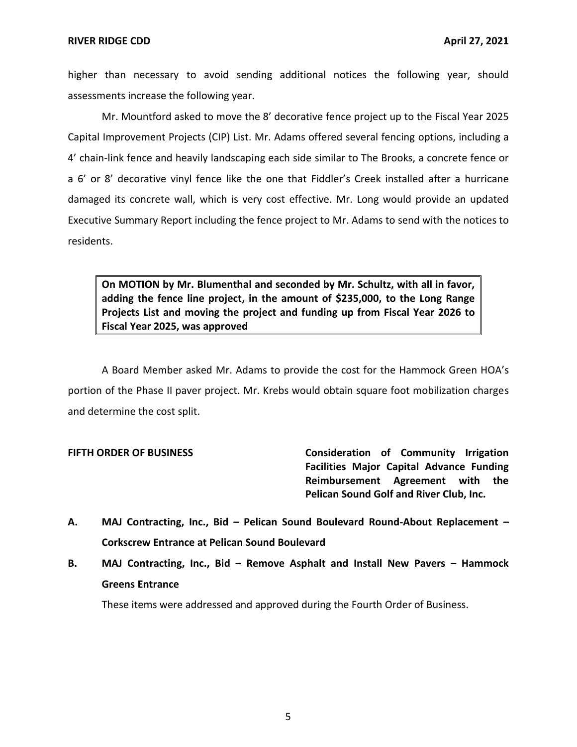higher than necessary to avoid sending additional notices the following year, should assessments increase the following year.

Mr. Mountford asked to move the 8' decorative fence project up to the Fiscal Year 2025 Capital Improvement Projects (CIP) List. Mr. Adams offered several fencing options, including a 4' chain-link fence and heavily landscaping each side similar to The Brooks, a concrete fence or a 6' or 8' decorative vinyl fence like the one that Fiddler's Creek installed after a hurricane damaged its concrete wall, which is very cost effective. Mr. Long would provide an updated Executive Summary Report including the fence project to Mr. Adams to send with the notices to residents.

> **On MOTION by Mr. Blumenthal and seconded by Mr. Schultz, with all in favor, adding the fence line project, in the amount of $235,000, to the Long Range Projects List and moving the project and funding up from Fiscal Year 2026 to Fiscal Year 2025, was approved**

A Board Member asked Mr. Adams to provide the cost for the Hammock Green HOA's portion of the Phase II paver project. Mr. Krebs would obtain square foot mobilization charges and determine the cost split.

**FIFTH ORDER OF BUSINESS** **Consideration of Community Irrigation Facilities Major Capital Advance Funding Reimbursement Agreement with the Pelican Sound Golf and River Club, Inc.**

**A. MAJ Contracting, Inc., Bid – Pelican Sound Boulevard Round-About Replacement – Corkscrew Entrance at Pelican Sound Boulevard**

**B. MAJ Contracting, Inc., Bid – Remove Asphalt and Install New Pavers – Hammock Greens Entrance**

These items were addressed and approved during the Fourth Order of Business.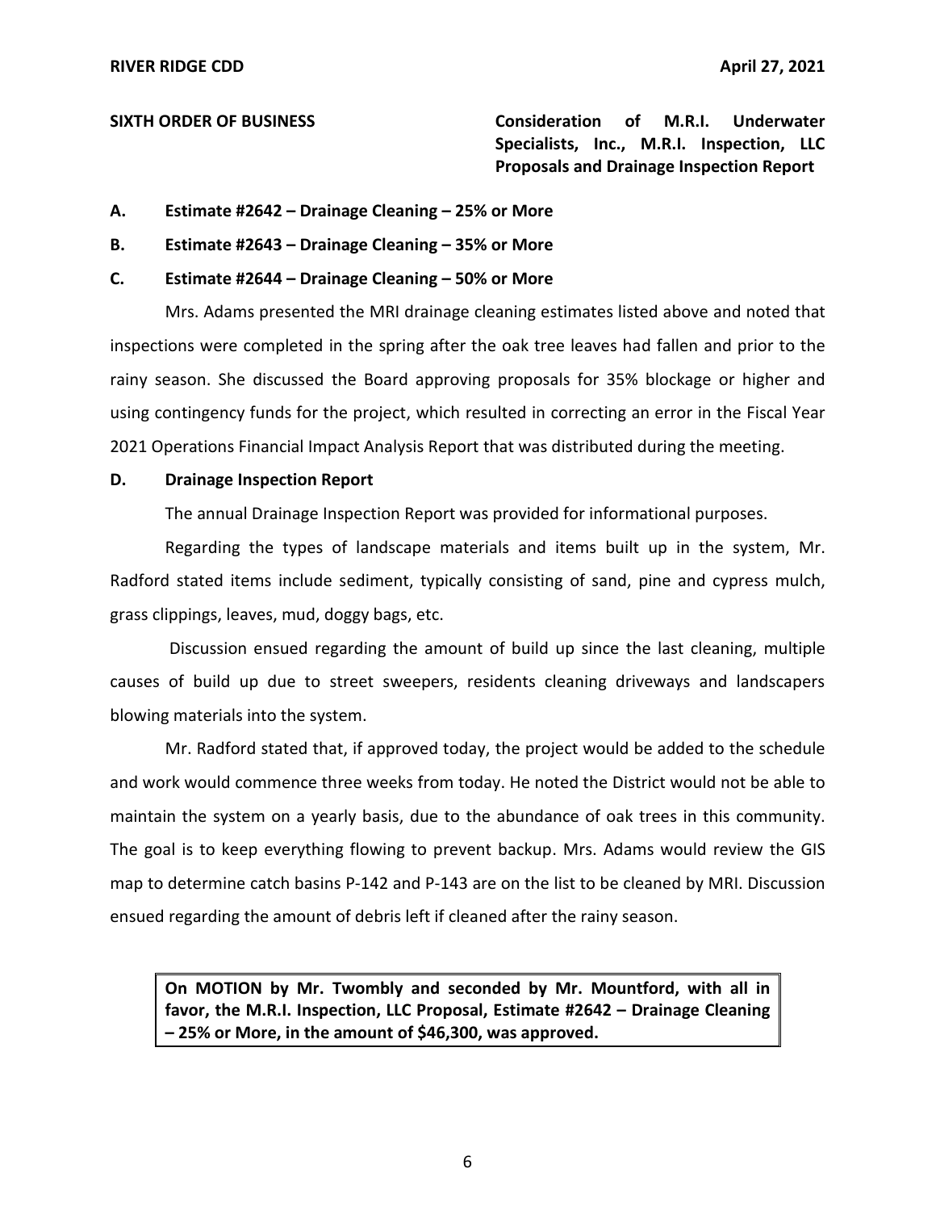**SIXTH ORDER OF BUSINESS** **Consideration of M.R.I. Underwater Specialists, Inc., M.R.I. Inspection, LLC Proposals and Drainage Inspection Report**

**A. Estimate #2642 – Drainage Cleaning – 25% or More**

**B. Estimate #2643 – Drainage Cleaning – 35% or More**

**C. Estimate #2644 – Drainage Cleaning – 50% or More**

Mrs. Adams presented the MRI drainage cleaning estimates listed above and noted that inspections were completed in the spring after the oak tree leaves had fallen and prior to the rainy season. She discussed the Board approving proposals for 35% blockage or higher and using contingency funds for the project, which resulted in correcting an error in the Fiscal Year 2021 Operations Financial Impact Analysis Report that was distributed during the meeting.

**D. Drainage Inspection Report**

The annual Drainage Inspection Report was provided for informational purposes.

Regarding the types of landscape materials and items built up in the system, Mr. Radford stated items include sediment, typically consisting of sand, pine and cypress mulch, grass clippings, leaves, mud, doggy bags, etc.

Discussion ensued regarding the amount of build up since the last cleaning, multiple causes of build up due to street sweepers, residents cleaning driveways and landscapers blowing materials into the system.

Mr. Radford stated that, if approved today, the project would be added to the schedule and work would commence three weeks from today. He noted the District would not be able to maintain the system on a yearly basis, due to the abundance of oak trees in this community. The goal is to keep everything flowing to prevent backup. Mrs. Adams would review the GIS map to determine catch basins P-142 and P-143 are on the list to be cleaned by MRI. Discussion ensued regarding the amount of debris left if cleaned after the rainy season.

**On MOTION by Mr. Twombly and seconded by Mr. Mountford, with all in favor, the M.R.I. Inspection, LLC Proposal, Estimate #2642 – Drainage Cleaning – 25% or More, in the amount of $46,300, was approved.**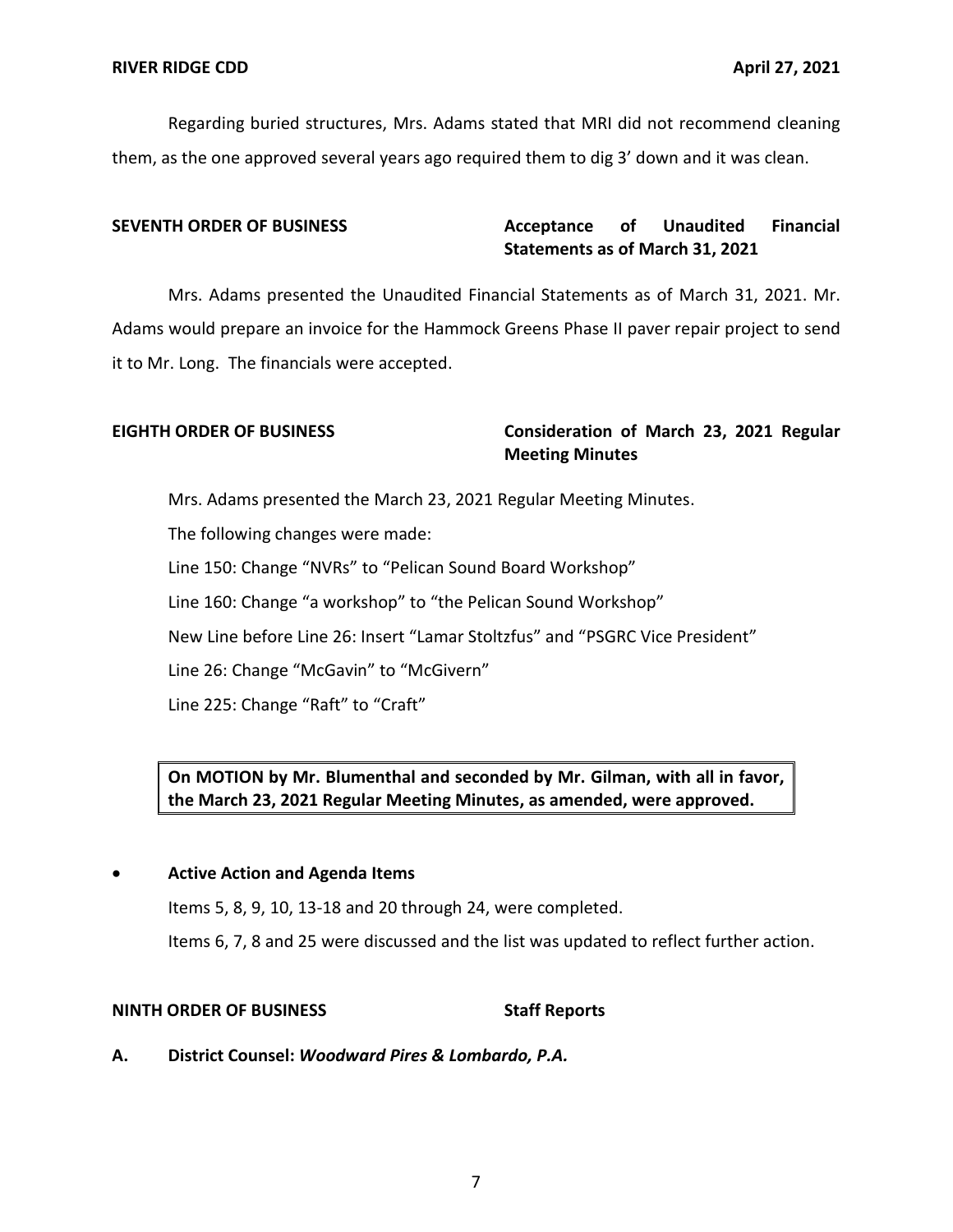Regarding buried structures, Mrs. Adams stated that MRI did not recommend cleaning them, as the one approved several years ago required them to dig 3' down and it was clean.

**SEVENTH ORDER OF BUSINESS** **Acceptance of Unaudited Financial Statements as of March 31, 2021**

Mrs. Adams presented the Unaudited Financial Statements as of March 31, 2021. Mr. Adams would prepare an invoice for the Hammock Greens Phase II paver repair project to send it to Mr. Long. The financials were accepted.

**EIGHTH ORDER OF BUSINESS** **Consideration of March 23, 2021 Regular Meeting Minutes**

Mrs. Adams presented the March 23, 2021 Regular Meeting Minutes.

The following changes were made:

Line 150: Change "NVRs" to "Pelican Sound Board Workshop"

Line 160: Change "a workshop" to "the Pelican Sound Workshop"

New Line before Line 26: Insert "Lamar Stoltzfus" and "PSGRC Vice President"

Line 26: Change "McGavin" to "McGivern"

Line 225: Change "Raft" to "Craft"

**On MOTION by Mr. Blumenthal and seconded by Mr. Gilman, with all in favor, the March 23, 2021 Regular Meeting Minutes, as amended, were approved.**

- **Active Action and Agenda Items**

  Items 5, 8, 9, 10, 13-18 and 20 through 24, were completed.

  Items 6, 7, 8 and 25 were discussed and the list was updated to reflect further action.

**NINTH ORDER OF BUSINESS** **Staff Reports**

**A. District Counsel: *Woodward Pires & Lombardo, P.A.***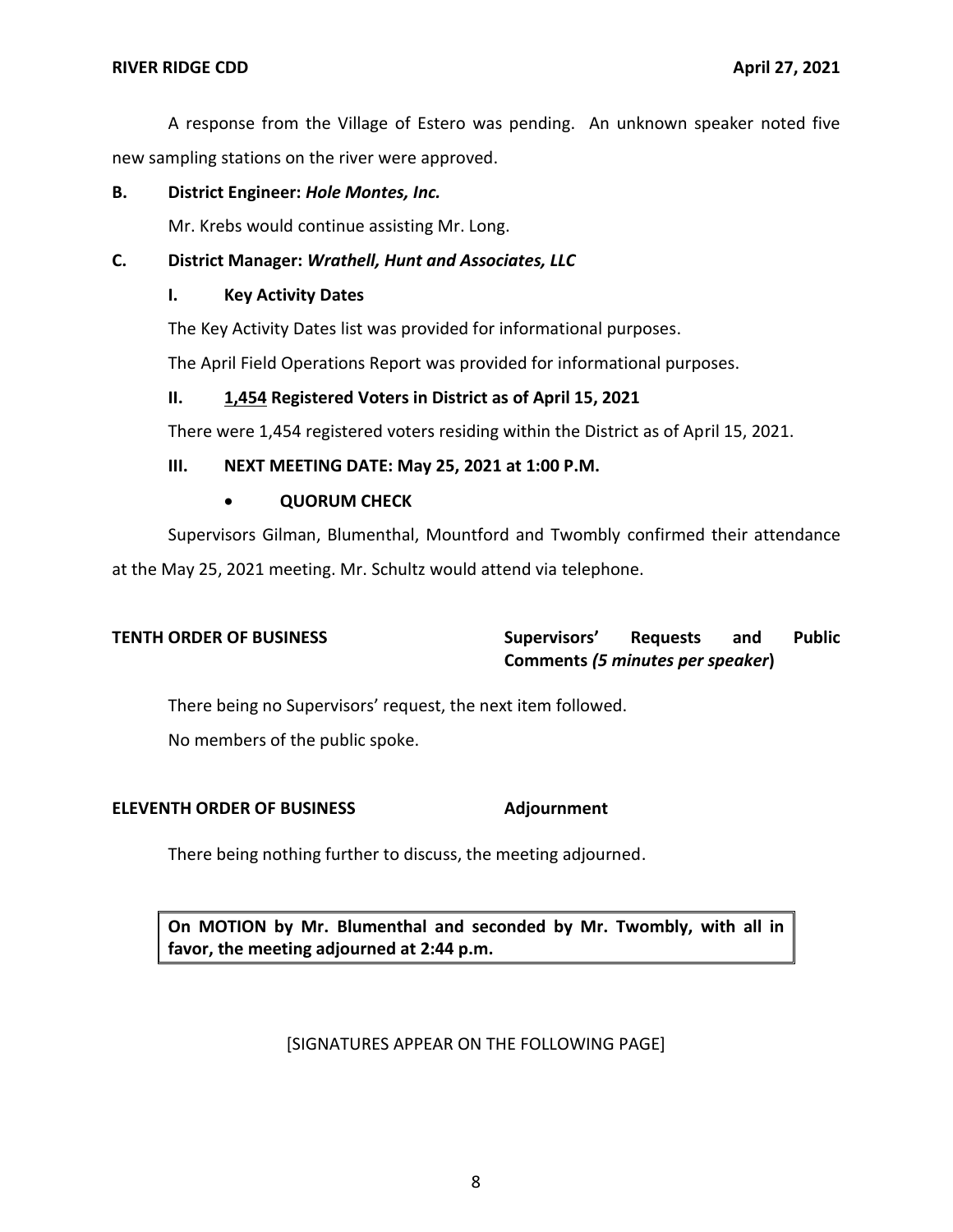A response from the Village of Estero was pending. An unknown speaker noted five new sampling stations on the river were approved.

**B. District Engineer: *Hole Montes, Inc.***

Mr. Krebs would continue assisting Mr. Long.

**C. District Manager: *Wrathell, Hunt and Associates, LLC***

**I. Key Activity Dates**

The Key Activity Dates list was provided for informational purposes.

The April Field Operations Report was provided for informational purposes.

**II. 1,454 Registered Voters in District as of April 15, 2021**

There were 1,454 registered voters residing within the District as of April 15, 2021.

**III. NEXT MEETING DATE: May 25, 2021 at 1:00 P.M.**

- **QUORUM CHECK**

Supervisors Gilman, Blumenthal, Mountford and Twombly confirmed their attendance at the May 25, 2021 meeting. Mr. Schultz would attend via telephone.

**TENTH ORDER OF BUSINESS** **Supervisors' Requests and Public Comments *(5 minutes per speaker*)**

There being no Supervisors' request, the next item followed.

No members of the public spoke.

**ELEVENTH ORDER OF BUSINESS** **Adjournment**

There being nothing further to discuss, the meeting adjourned.

**On MOTION by Mr. Blumenthal and seconded by Mr. Twombly, with all in favor, the meeting adjourned at 2:44 p.m.**

[SIGNATURES APPEAR ON THE FOLLOWING PAGE]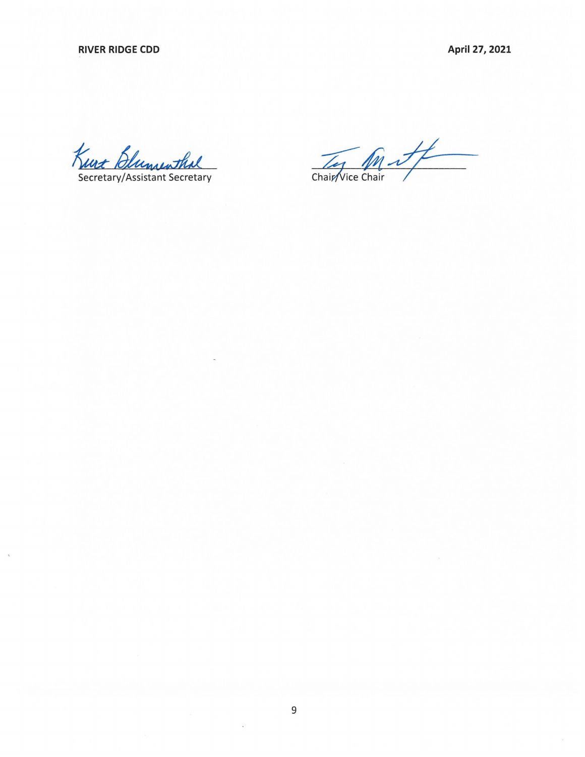Kurt Blumenthal

Secretary/Assistant Secretary

Chair/Vice Chair